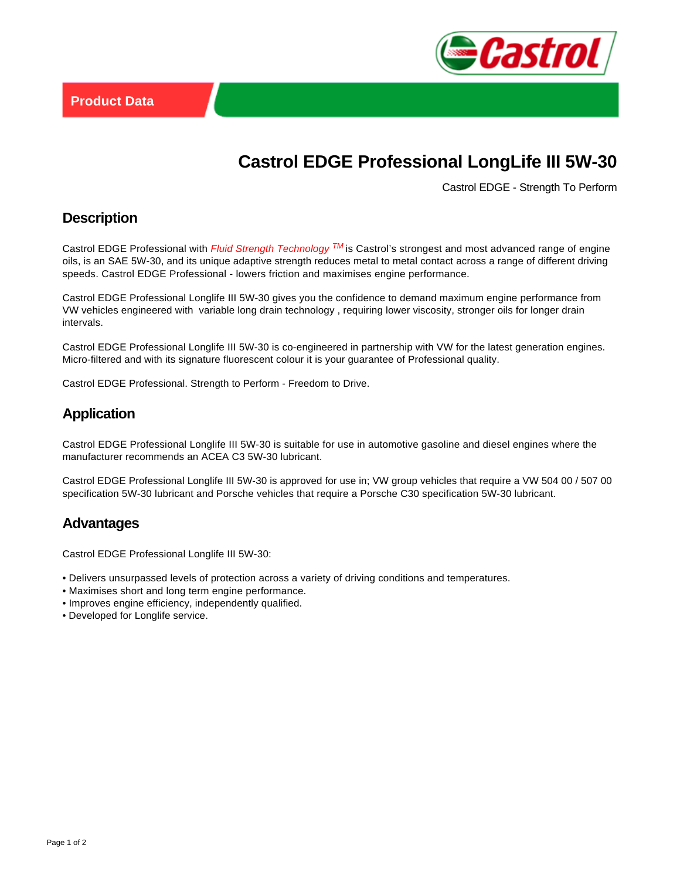Product Data

# Castrol EDGE Professional LongLife III 5W-30

Castrol EDGE - Strength To Perform

## Description

Castrol EDGE Professional with *Fluid Strength Technology* TM is Castrol's strongest and most advanced range of engine oils, is an SAE 5W-30, and its unique adaptive strength reduces metal to metal contact across a range of different driving speeds. Castrol EDGE Professional - lowers friction and maximises engine performance.

Castrol EDGE Professional Longlife III 5W-30 gives you the confidence to demand maximum engine performance from VW vehicles engineered with variable long drain technology , requiring lower viscosity, stronger oils for longer drain intervals.

Castrol EDGE Professional Longlife III 5W-30 is co-engineered in partnership with VW for the latest generation engines. Micro-filtered and with its signature fluorescent colour it is your guarantee of Professional quality.

Castrol EDGE Professional. Strength to Perform - Freedom to Drive.

## Application

Castrol EDGE Professional Longlife III 5W-30 is suitable for use in automotive gasoline and diesel engines where the manufacturer recommends an ACEA C3 5W-30 lubricant.

Castrol EDGE Professional Longlife III 5W-30 is approved for use in; VW group vehicles that require a VW 504 00 / 507 00 specification 5W-30 lubricant and Porsche vehicles that require a Porsche C30 specification 5W-30 lubricant.

## Advantages

Castrol EDGE Professional Longlife III 5W-30:

- Delivers unsurpassed levels of protection across a variety of driving conditions and temperatures.
- Maximises short and long term engine performance.
- Improves engine efficiency, independently qualified.
- Developed for Longlife service.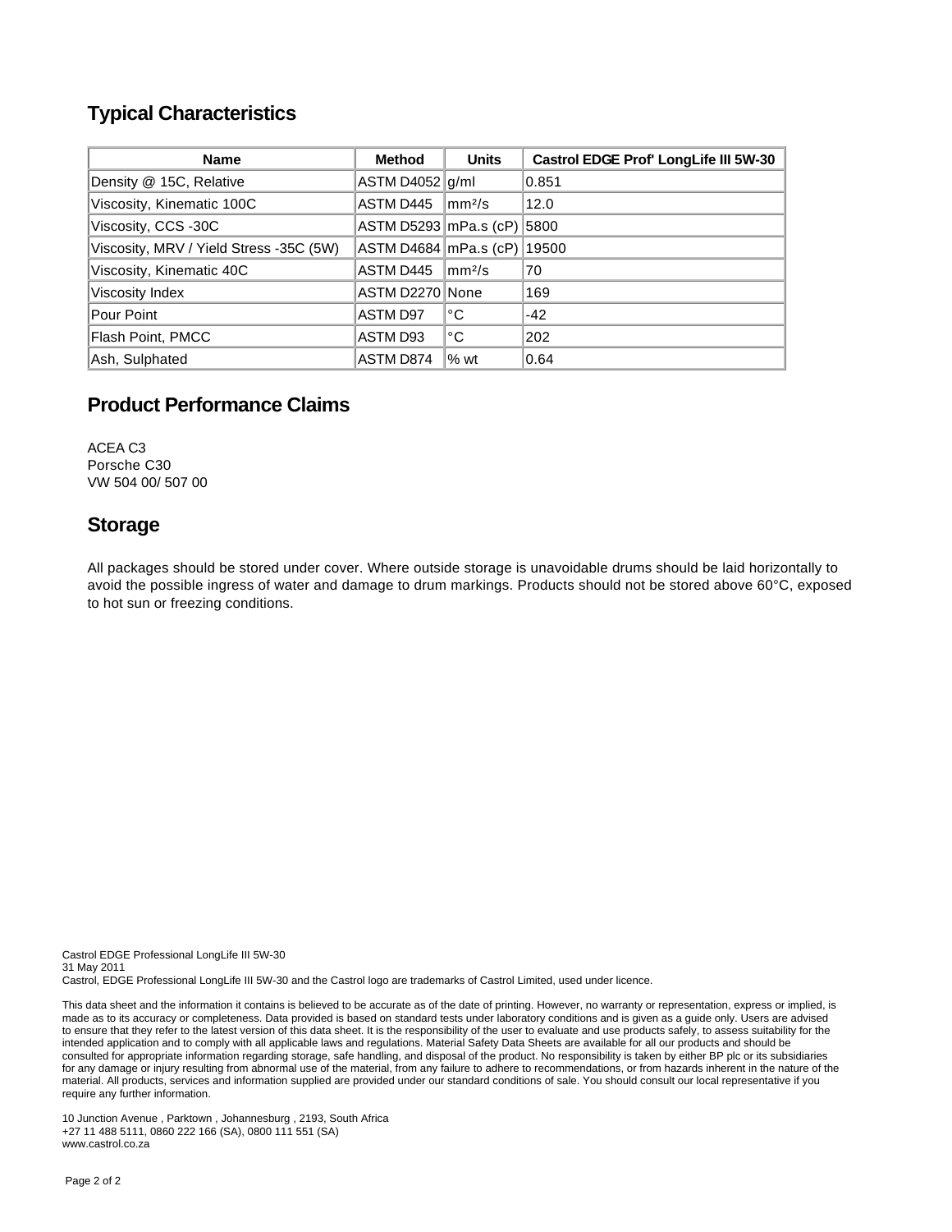## Typical Characteristics

| Name | Method | Units | Castrol EDGE Prof' LongLife III 5W-30 |
|---|---|---|---|
| Density @ 15C, Relative | ASTM D4052 | g/ml | 0.851 |
| Viscosity, Kinematic 100C | ASTM D445 | $mm^2/s$ | 12.0 |
| Viscosity, CCS -30C | ASTM D5293 | mPa.s (cP) | 5800 |
| Viscosity, MRV / Yield Stress -35C (5W) | ASTM D4684 | mPa.s (cP) | 19500 |
| Viscosity, Kinematic 40C | ASTM D445 | $mm^2/s$ | 70 |
| Viscosity Index | ASTM D2270 | None | 169 |
| Pour Point | ASTM D97 | °C | -42 |
| Flash Point, PMCC | ASTM D93 | °C | 202 |
| Ash, Sulphated | ASTM D874 | % wt | 0.64 |

## Product Performance Claims

ACEA C3
Porsche C30
VW 504 00/ 507 00

## Storage

All packages should be stored under cover. Where outside storage is unavoidable drums should be laid horizontally to avoid the possible ingress of water and damage to drum markings. Products should not be stored above 60°C, exposed to hot sun or freezing conditions.

Castrol EDGE Professional LongLife III 5W-30
31 May 2011
Castrol, EDGE Professional LongLife III 5W-30 and the Castrol logo are trademarks of Castrol Limited, used under licence.

This data sheet and the information it contains is believed to be accurate as of the date of printing. However, no warranty or representation, express or implied, is made as to its accuracy or completeness. Data provided is based on standard tests under laboratory conditions and is given as a guide only. Users are advised to ensure that they refer to the latest version of this data sheet. It is the responsibility of the user to evaluate and use products safely, to assess suitability for the intended application and to comply with all applicable laws and regulations. Material Safety Data Sheets are available for all our products and should be consulted for appropriate information regarding storage, safe handling, and disposal of the product. No responsibility is taken by either BP plc or its subsidiaries for any damage or injury resulting from abnormal use of the material, from any failure to adhere to recommendations, or from hazards inherent in the nature of the material. All products, services and information supplied are provided under our standard conditions of sale. You should consult our local representative if you require any further information.

10 Junction Avenue , Parktown , Johannesburg , 2193, South Africa
+27 11 488 5111, 0860 222 166 (SA), 0800 111 551 (SA)
www.castrol.co.za